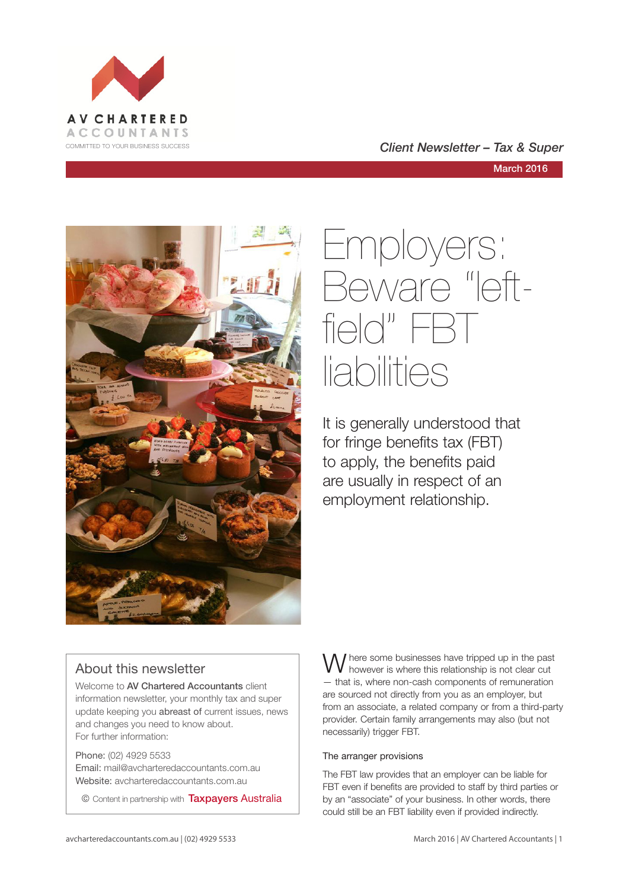AV CHARTERED ACCOUNTANTS

COMMITTED TO YOUR BUSINESS SUCCESS

*Client Newsletter – Tax & Super*

March 2016

# Employers: Beware "left-field" FBT liabilities

It is generally understood that for fringe benefits tax (FBT) to apply, the benefits paid are usually in respect of an employment relationship.

Where some businesses have tripped up in the past however is where this relationship is not clear cut — that is, where non-cash components of remuneration are sourced not directly from you as an employer, but from an associate, a related company or from a third-party provider. Certain family arrangements may also (but not necessarily) trigger FBT.

### The arranger provisions

The FBT law provides that an employer can be liable for FBT even if benefits are provided to staff by third parties or by an "associate" of your business. In other words, there could still be an FBT liability even if provided indirectly.

## About this newsletter

Welcome to **AV Chartered Accountants** client information newsletter, your monthly tax and super update keeping you **abreast of** current issues, news and changes you need to know about.
For further information:

Phone: (02) 4929 5533
Email: mail@avcharteredaccountants.com.au
Website: avcharteredaccountants.com.au

© Content in partnership with Taxpayers Australia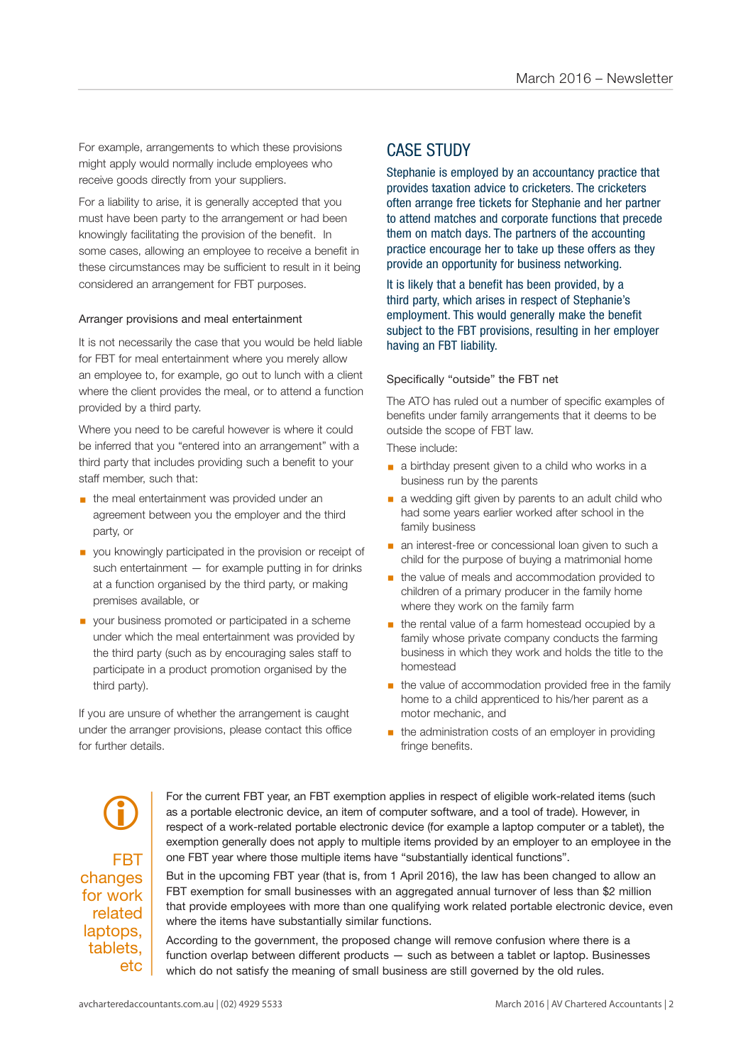For example, arrangements to which these provisions might apply would normally include employees who receive goods directly from your suppliers.

For a liability to arise, it is generally accepted that you must have been party to the arrangement or had been knowingly facilitating the provision of the benefit. In some cases, allowing an employee to receive a benefit in these circumstances may be sufficient to result in it being considered an arrangement for FBT purposes.

### Arranger provisions and meal entertainment

It is not necessarily the case that you would be held liable for FBT for meal entertainment where you merely allow an employee to, for example, go out to lunch with a client where the client provides the meal, or to attend a function provided by a third party.

Where you need to be careful however is where it could be inferred that you "entered into an arrangement" with a third party that includes providing such a benefit to your staff member, such that:

- the meal entertainment was provided under an agreement between you the employer and the third party, or
- you knowingly participated in the provision or receipt of such entertainment — for example putting in for drinks at a function organised by the third party, or making premises available, or
- your business promoted or participated in a scheme under which the meal entertainment was provided by the third party (such as by encouraging sales staff to participate in a product promotion organised by the third party).

If you are unsure of whether the arrangement is caught under the arranger provisions, please contact this office for further details.

## CASE STUDY

Stephanie is employed by an accountancy practice that provides taxation advice to cricketers. The cricketers often arrange free tickets for Stephanie and her partner to attend matches and corporate functions that precede them on match days. The partners of the accounting practice encourage her to take up these offers as they provide an opportunity for business networking.

It is likely that a benefit has been provided, by a third party, which arises in respect of Stephanie's employment. This would generally make the benefit subject to the FBT provisions, resulting in her employer having an FBT liability.

### Specifically "outside" the FBT net

The ATO has ruled out a number of specific examples of benefits under family arrangements that it deems to be outside the scope of FBT law.

These include:

- a birthday present given to a child who works in a business run by the parents
- a wedding gift given by parents to an adult child who had some years earlier worked after school in the family business
- an interest-free or concessional loan given to such a child for the purpose of buying a matrimonial home
- the value of meals and accommodation provided to children of a primary producer in the family home where they work on the family farm
- the rental value of a farm homestead occupied by a family whose private company conducts the farming business in which they work and holds the title to the homestead
- the value of accommodation provided free in the family home to a child apprenticed to his/her parent as a motor mechanic, and
- the administration costs of an employer in providing fringe benefits.

### FBT changes for work related laptops, tablets, etc

For the current FBT year, an FBT exemption applies in respect of eligible work-related items (such as a portable electronic device, an item of computer software, and a tool of trade). However, in respect of a work-related portable electronic device (for example a laptop computer or a tablet), the exemption generally does not apply to multiple items provided by an employer to an employee in the one FBT year where those multiple items have "substantially identical functions".

But in the upcoming FBT year (that is, from 1 April 2016), the law has been changed to allow an FBT exemption for small businesses with an aggregated annual turnover of less than $2 million that provide employees with more than one qualifying work related portable electronic device, even where the items have substantially similar functions.

According to the government, the proposed change will remove confusion where there is a function overlap between different products — such as between a tablet or laptop. Businesses which do not satisfy the meaning of small business are still governed by the old rules.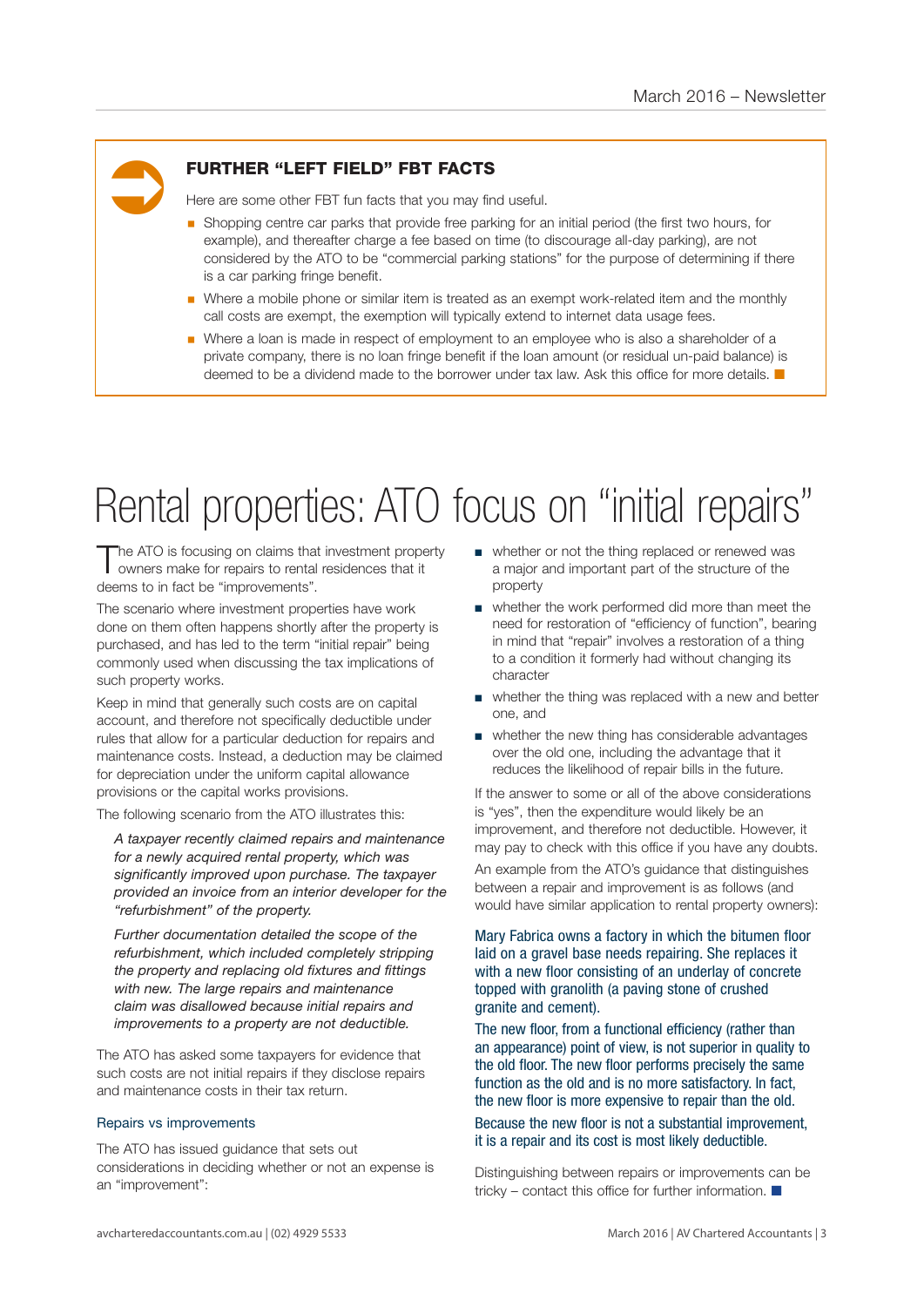## FURTHER "LEFT FIELD" FBT FACTS

Here are some other FBT fun facts that you may find useful.

- Shopping centre car parks that provide free parking for an initial period (the first two hours, for example), and thereafter charge a fee based on time (to discourage all-day parking), are not considered by the ATO to be "commercial parking stations" for the purpose of determining if there is a car parking fringe benefit.
- Where a mobile phone or similar item is treated as an exempt work-related item and the monthly call costs are exempt, the exemption will typically extend to internet data usage fees.
- Where a loan is made in respect of employment to an employee who is also a shareholder of a private company, there is no loan fringe benefit if the loan amount (or residual un-paid balance) is deemed to be a dividend made to the borrower under tax law. Ask this office for more details.

# Rental properties: ATO focus on "initial repairs"

The ATO is focusing on claims that investment property owners make for repairs to rental residences that it deems to in fact be "improvements".

The scenario where investment properties have work done on them often happens shortly after the property is purchased, and has led to the term "initial repair" being commonly used when discussing the tax implications of such property works.

Keep in mind that generally such costs are on capital account, and therefore not specifically deductible under rules that allow for a particular deduction for repairs and maintenance costs. Instead, a deduction may be claimed for depreciation under the uniform capital allowance provisions or the capital works provisions.

The following scenario from the ATO illustrates this:

*A taxpayer recently claimed repairs and maintenance for a newly acquired rental property, which was significantly improved upon purchase. The taxpayer provided an invoice from an interior developer for the "refurbishment" of the property.*

*Further documentation detailed the scope of the refurbishment, which included completely stripping the property and replacing old fixtures and fittings with new. The large repairs and maintenance claim was disallowed because initial repairs and improvements to a property are not deductible.*

The ATO has asked some taxpayers for evidence that such costs are not initial repairs if they disclose repairs and maintenance costs in their tax return.

### Repairs vs improvements

The ATO has issued guidance that sets out considerations in deciding whether or not an expense is an "improvement":

- whether or not the thing replaced or renewed was a major and important part of the structure of the property
- whether the work performed did more than meet the need for restoration of "efficiency of function", bearing in mind that "repair" involves a restoration of a thing to a condition it formerly had without changing its character
- whether the thing was replaced with a new and better one, and
- whether the new thing has considerable advantages over the old one, including the advantage that it reduces the likelihood of repair bills in the future.

If the answer to some or all of the above considerations is "yes", then the expenditure would likely be an improvement, and therefore not deductible. However, it may pay to check with this office if you have any doubts.

An example from the ATO's guidance that distinguishes between a repair and improvement is as follows (and would have similar application to rental property owners):

Mary Fabrica owns a factory in which the bitumen floor laid on a gravel base needs repairing. She replaces it with a new floor consisting of an underlay of concrete topped with granolith (a paving stone of crushed granite and cement).

The new floor, from a functional efficiency (rather than an appearance) point of view, is not superior in quality to the old floor. The new floor performs precisely the same function as the old and is no more satisfactory. In fact, the new floor is more expensive to repair than the old.

Because the new floor is not a substantial improvement, it is a repair and its cost is most likely deductible.

Distinguishing between repairs or improvements can be tricky – contact this office for further information.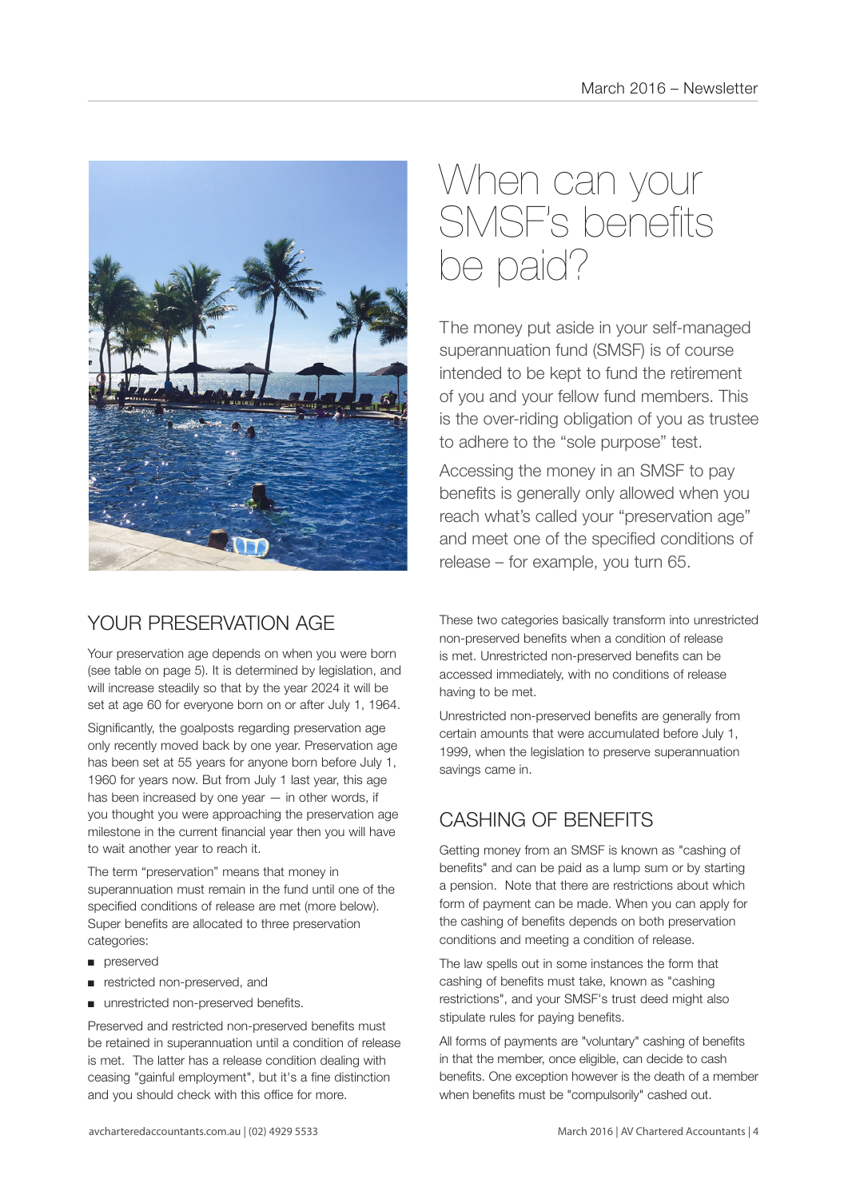# When can your SMSF's benefits be paid?

The money put aside in your self-managed superannuation fund (SMSF) is of course intended to be kept to fund the retirement of you and your fellow fund members. This is the over-riding obligation of you as trustee to adhere to the "sole purpose" test.

Accessing the money in an SMSF to pay benefits is generally only allowed when you reach what's called your "preservation age" and meet one of the specified conditions of release – for example, you turn 65.

## YOUR PRESERVATION AGE

Your preservation age depends on when you were born (see table on page 5). It is determined by legislation, and will increase steadily so that by the year 2024 it will be set at age 60 for everyone born on or after July 1, 1964.

Significantly, the goalposts regarding preservation age only recently moved back by one year. Preservation age has been set at 55 years for anyone born before July 1, 1960 for years now. But from July 1 last year, this age has been increased by one year — in other words, if you thought you were approaching the preservation age milestone in the current financial year then you will have to wait another year to reach it.

The term "preservation" means that money in superannuation must remain in the fund until one of the specified conditions of release are met (more below). Super benefits are allocated to three preservation categories:

- preserved
- restricted non-preserved, and
- unrestricted non-preserved benefits.

Preserved and restricted non-preserved benefits must be retained in superannuation until a condition of release is met. The latter has a release condition dealing with ceasing "gainful employment", but it's a fine distinction and you should check with this office for more.

These two categories basically transform into unrestricted non-preserved benefits when a condition of release is met. Unrestricted non-preserved benefits can be accessed immediately, with no conditions of release having to be met.

Unrestricted non-preserved benefits are generally from certain amounts that were accumulated before July 1, 1999, when the legislation to preserve superannuation savings came in.

## CASHING OF BENEFITS

Getting money from an SMSF is known as "cashing of benefits" and can be paid as a lump sum or by starting a pension. Note that there are restrictions about which form of payment can be made. When you can apply for the cashing of benefits depends on both preservation conditions and meeting a condition of release.

The law spells out in some instances the form that cashing of benefits must take, known as "cashing restrictions", and your SMSF's trust deed might also stipulate rules for paying benefits.

All forms of payments are "voluntary" cashing of benefits in that the member, once eligible, can decide to cash benefits. One exception however is the death of a member when benefits must be "compulsorily" cashed out.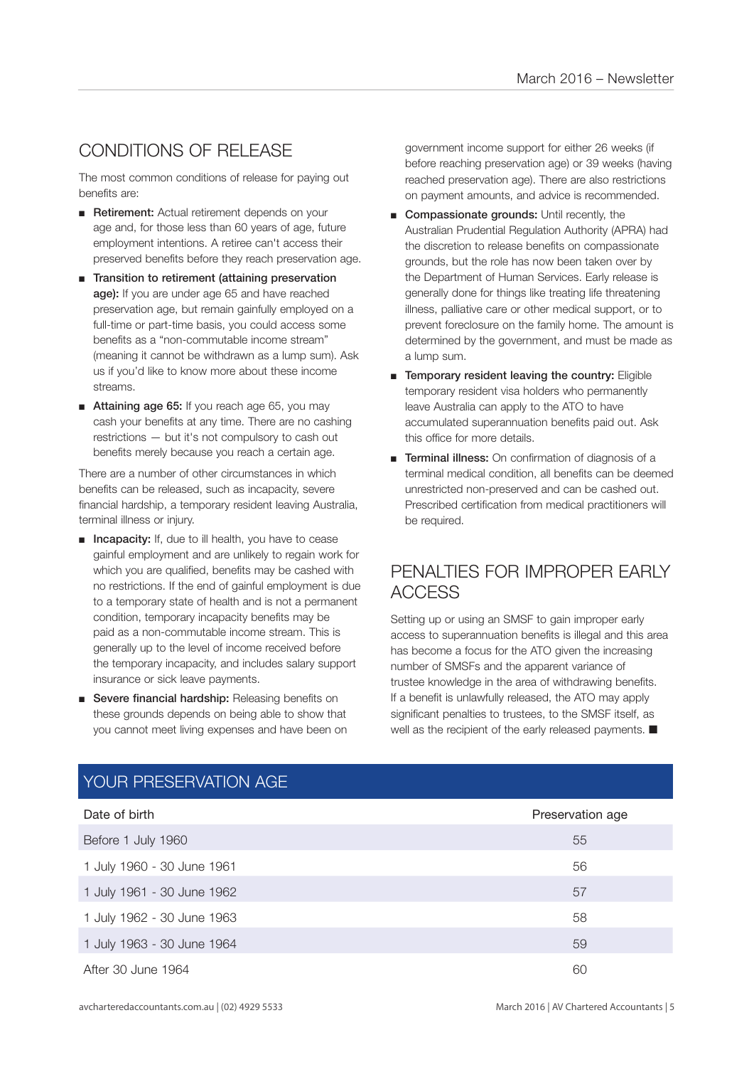## CONDITIONS OF RELEASE

The most common conditions of release for paying out benefits are:

- **Retirement:** Actual retirement depends on your age and, for those less than 60 years of age, future employment intentions. A retiree can't access their preserved benefits before they reach preservation age.
- **Transition to retirement (attaining preservation age):** If you are under age 65 and have reached preservation age, but remain gainfully employed on a full-time or part-time basis, you could access some benefits as a "non-commutable income stream" (meaning it cannot be withdrawn as a lump sum). Ask us if you'd like to know more about these income streams.
- **Attaining age 65:** If you reach age 65, you may cash your benefits at any time. There are no cashing restrictions — but it's not compulsory to cash out benefits merely because you reach a certain age.

There are a number of other circumstances in which benefits can be released, such as incapacity, severe financial hardship, a temporary resident leaving Australia, terminal illness or injury.

- **Incapacity:** If, due to ill health, you have to cease gainful employment and are unlikely to regain work for which you are qualified, benefits may be cashed with no restrictions. If the end of gainful employment is due to a temporary state of health and is not a permanent condition, temporary incapacity benefits may be paid as a non-commutable income stream. This is generally up to the level of income received before the temporary incapacity, and includes salary support insurance or sick leave payments.
- **Severe financial hardship:** Releasing benefits on these grounds depends on being able to show that you cannot meet living expenses and have been on government income support for either 26 weeks (if before reaching preservation age) or 39 weeks (having reached preservation age). There are also restrictions on payment amounts, and advice is recommended.
- **Compassionate grounds:** Until recently, the Australian Prudential Regulation Authority (APRA) had the discretion to release benefits on compassionate grounds, but the role has now been taken over by the Department of Human Services. Early release is generally done for things like treating life threatening illness, palliative care or other medical support, or to prevent foreclosure on the family home. The amount is determined by the government, and must be made as a lump sum.
- **Temporary resident leaving the country:** Eligible temporary resident visa holders who permanently leave Australia can apply to the ATO to have accumulated superannuation benefits paid out. Ask this office for more details.
- **Terminal illness:** On confirmation of diagnosis of a terminal medical condition, all benefits can be deemed unrestricted non-preserved and can be cashed out. Prescribed certification from medical practitioners will be required.

## PENALTIES FOR IMPROPER EARLY ACCESS

Setting up or using an SMSF to gain improper early access to superannuation benefits is illegal and this area has become a focus for the ATO given the increasing number of SMSFs and the apparent variance of trustee knowledge in the area of withdrawing benefits. If a benefit is unlawfully released, the ATO may apply significant penalties to trustees, to the SMSF itself, as well as the recipient of the early released payments. ■

## YOUR PRESERVATION AGE

| Date of birth | Preservation age |
|---|---|
| Before 1 July 1960 | 55 |
| 1 July 1960 - 30 June 1961 | 56 |
| 1 July 1961 - 30 June 1962 | 57 |
| 1 July 1962 - 30 June 1963 | 58 |
| 1 July 1963 - 30 June 1964 | 59 |
| After 30 June 1964 | 60 |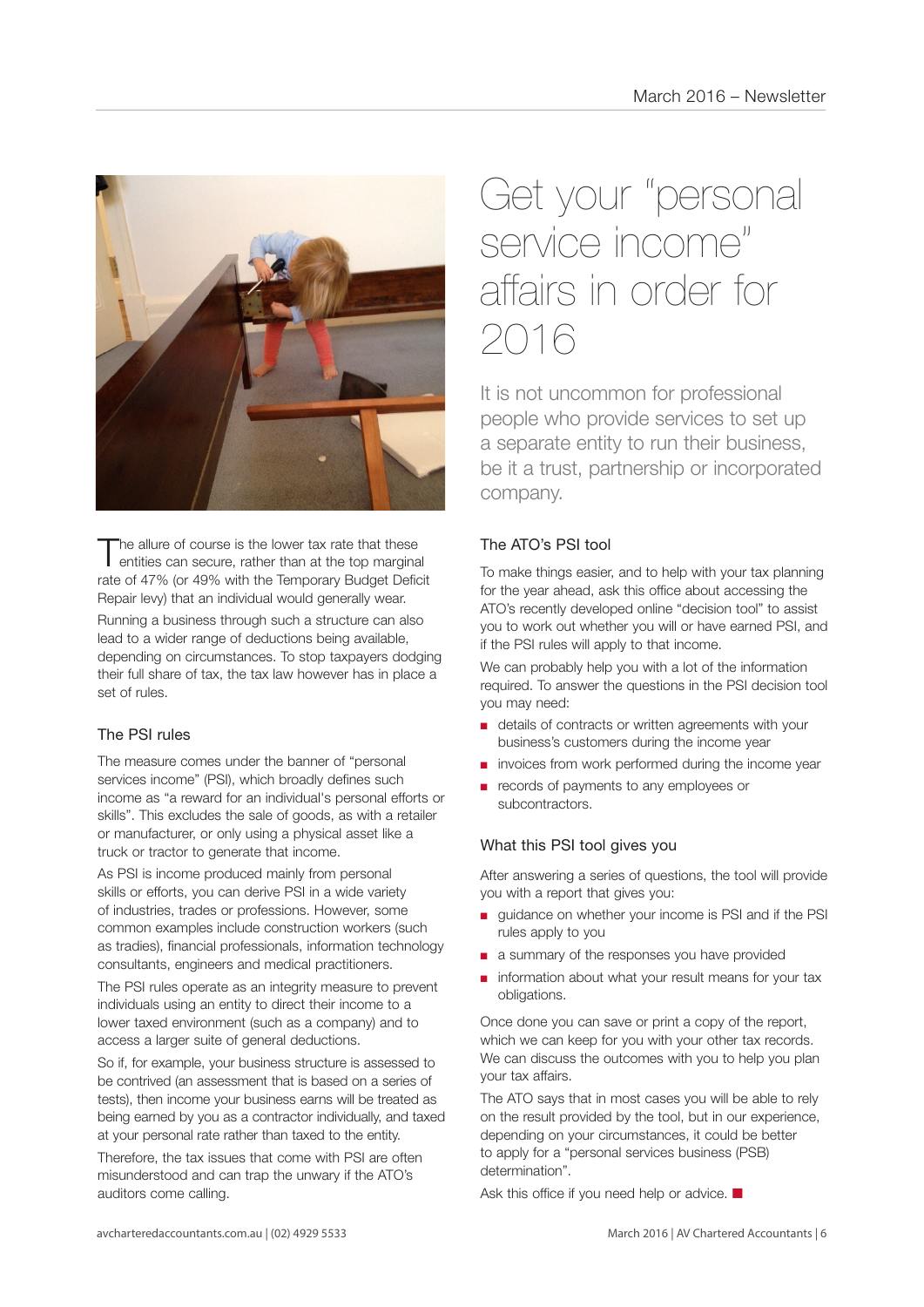# Get your "personal service income" affairs in order for 2016

It is not uncommon for professional people who provide services to set up a separate entity to run their business, be it a trust, partnership or incorporated company.

The allure of course is the lower tax rate that these entities can secure, rather than at the top marginal rate of 47% (or 49% with the Temporary Budget Deficit Repair levy) that an individual would generally wear.

Running a business through such a structure can also lead to a wider range of deductions being available, depending on circumstances. To stop taxpayers dodging their full share of tax, the tax law however has in place a set of rules.

## The PSI rules

The measure comes under the banner of "personal services income" (PSI), which broadly defines such income as "a reward for an individual's personal efforts or skills". This excludes the sale of goods, as with a retailer or manufacturer, or only using a physical asset like a truck or tractor to generate that income.

As PSI is income produced mainly from personal skills or efforts, you can derive PSI in a wide variety of industries, trades or professions. However, some common examples include construction workers (such as tradies), financial professionals, information technology consultants, engineers and medical practitioners.

The PSI rules operate as an integrity measure to prevent individuals using an entity to direct their income to a lower taxed environment (such as a company) and to access a larger suite of general deductions.

So if, for example, your business structure is assessed to be contrived (an assessment that is based on a series of tests), then income your business earns will be treated as being earned by you as a contractor individually, and taxed at your personal rate rather than taxed to the entity.

Therefore, the tax issues that come with PSI are often misunderstood and can trap the unwary if the ATO's auditors come calling.

## The ATO's PSI tool

To make things easier, and to help with your tax planning for the year ahead, ask this office about accessing the ATO's recently developed online "decision tool" to assist you to work out whether you will or have earned PSI, and if the PSI rules will apply to that income.

We can probably help you with a lot of the information required. To answer the questions in the PSI decision tool you may need:

- details of contracts or written agreements with your business's customers during the income year
- invoices from work performed during the income year
- records of payments to any employees or subcontractors.

## What this PSI tool gives you

After answering a series of questions, the tool will provide you with a report that gives you:

- guidance on whether your income is PSI and if the PSI rules apply to you
- a summary of the responses you have provided
- information about what your result means for your tax obligations.

Once done you can save or print a copy of the report, which we can keep for you with your other tax records. We can discuss the outcomes with you to help you plan your tax affairs.

The ATO says that in most cases you will be able to rely on the result provided by the tool, but in our experience, depending on your circumstances, it could be better to apply for a "personal services business (PSB) determination".

Ask this office if you need help or advice. ■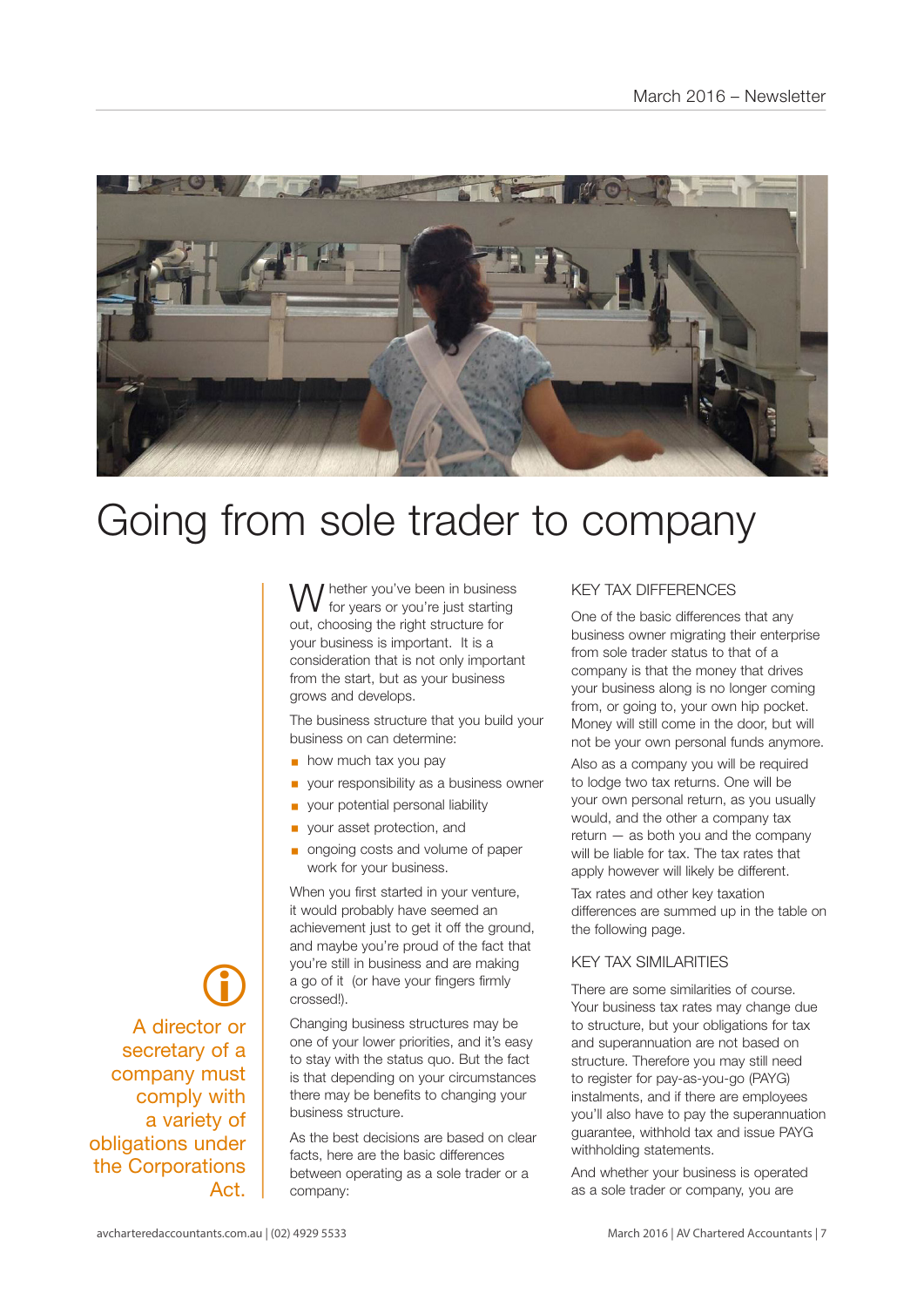# Going from sole trader to company

Whether you've been in business for years or you're just starting out, choosing the right structure for your business is important. It is a consideration that is not only important from the start, but as your business grows and develops.

The business structure that you build your business on can determine:

- how much tax you pay
- your responsibility as a business owner
- your potential personal liability
- your asset protection, and
- ongoing costs and volume of paper work for your business.

When you first started in your venture, it would probably have seemed an achievement just to get it off the ground, and maybe you're proud of the fact that you're still in business and are making a go of it (or have your fingers firmly crossed!).

Changing business structures may be one of your lower priorities, and it's easy to stay with the status quo. But the fact is that depending on your circumstances there may be benefits to changing your business structure.

As the best decisions are based on clear facts, here are the basic differences between operating as a sole trader or a company:

## KEY TAX DIFFERENCES

One of the basic differences that any business owner migrating their enterprise from sole trader status to that of a company is that the money that drives your business along is no longer coming from, or going to, your own hip pocket. Money will still come in the door, but will not be your own personal funds anymore.

Also as a company you will be required to lodge two tax returns. One will be your own personal return, as you usually would, and the other a company tax return — as both you and the company will be liable for tax. The tax rates that apply however will likely be different.

Tax rates and other key taxation differences are summed up in the table on the following page.

## KEY TAX SIMILARITIES

There are some similarities of course. Your business tax rates may change due to structure, but your obligations for tax and superannuation are not based on structure. Therefore you may still need to register for pay-as-you-go (PAYG) instalments, and if there are employees you'll also have to pay the superannuation guarantee, withhold tax and issue PAYG withholding statements.

And whether your business is operated as a sole trader or company, you are

A director or secretary of a company must comply with a variety of obligations under the Corporations Act.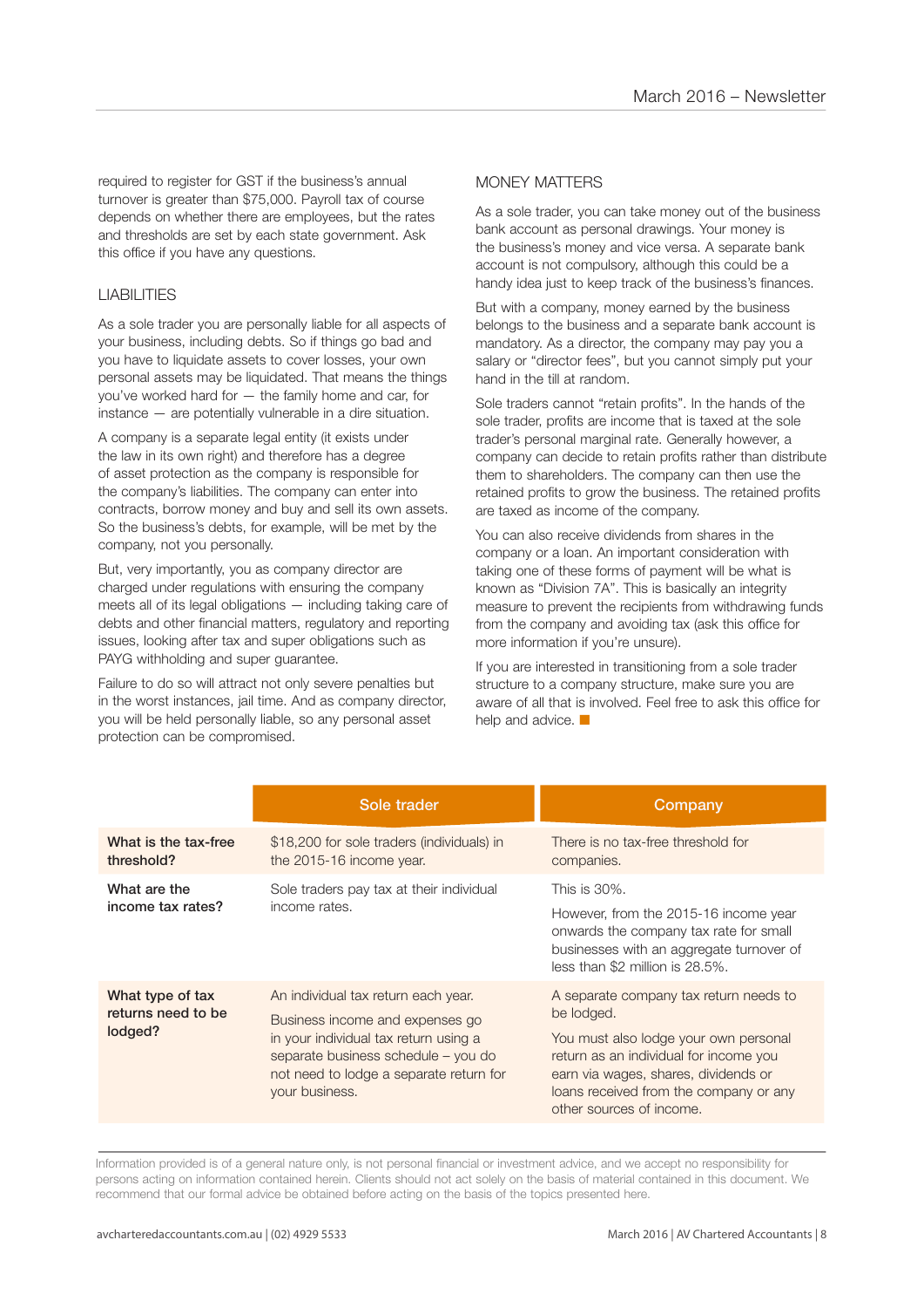required to register for GST if the business's annual turnover is greater than $75,000. Payroll tax of course depends on whether there are employees, but the rates and thresholds are set by each state government. Ask this office if you have any questions.

## LIABILITIES

As a sole trader you are personally liable for all aspects of your business, including debts. So if things go bad and you have to liquidate assets to cover losses, your own personal assets may be liquidated. That means the things you've worked hard for — the family home and car, for instance — are potentially vulnerable in a dire situation.

A company is a separate legal entity (it exists under the law in its own right) and therefore has a degree of asset protection as the company is responsible for the company's liabilities. The company can enter into contracts, borrow money and buy and sell its own assets. So the business's debts, for example, will be met by the company, not you personally.

But, very importantly, you as company director are charged under regulations with ensuring the company meets all of its legal obligations — including taking care of debts and other financial matters, regulatory and reporting issues, looking after tax and super obligations such as PAYG withholding and super guarantee.

Failure to do so will attract not only severe penalties but in the worst instances, jail time. And as company director, you will be held personally liable, so any personal asset protection can be compromised.

## MONEY MATTERS

As a sole trader, you can take money out of the business bank account as personal drawings. Your money is the business's money and vice versa. A separate bank account is not compulsory, although this could be a handy idea just to keep track of the business's finances.

But with a company, money earned by the business belongs to the business and a separate bank account is mandatory. As a director, the company may pay you a salary or "director fees", but you cannot simply put your hand in the till at random.

Sole traders cannot "retain profits". In the hands of the sole trader, profits are income that is taxed at the sole trader's personal marginal rate. Generally however, a company can decide to retain profits rather than distribute them to shareholders. The company can then use the retained profits to grow the business. The retained profits are taxed as income of the company.

You can also receive dividends from shares in the company or a loan. An important consideration with taking one of these forms of payment will be what is known as "Division 7A". This is basically an integrity measure to prevent the recipients from withdrawing funds from the company and avoiding tax (ask this office for more information if you're unsure).

If you are interested in transitioning from a sole trader structure to a company structure, make sure you are aware of all that is involved. Feel free to ask this office for help and advice.

| | Sole trader | Company |
|---|---|---|
| **What is the tax-free threshold?** | $18,200 for sole traders (individuals) in the 2015-16 income year. | There is no tax-free threshold for companies. |
| **What are the income tax rates?** | Sole traders pay tax at their individual income rates. | This is 30%. However, from the 2015-16 income year onwards the company tax rate for small businesses with an aggregate turnover of less than $2 million is 28.5%. |
| **What type of tax returns need to be lodged?** | An individual tax return each year. Business income and expenses go in your individual tax return using a separate business schedule – you do not need to lodge a separate return for your business. | A separate company tax return needs to be lodged. You must also lodge your own personal return as an individual for income you earn via wages, shares, dividends or loans received from the company or any other sources of income. |

Information provided is of a general nature only, is not personal financial or investment advice, and we accept no responsibility for persons acting on information contained herein. Clients should not act solely on the basis of material contained in this document. We recommend that our formal advice be obtained before acting on the basis of the topics presented here.